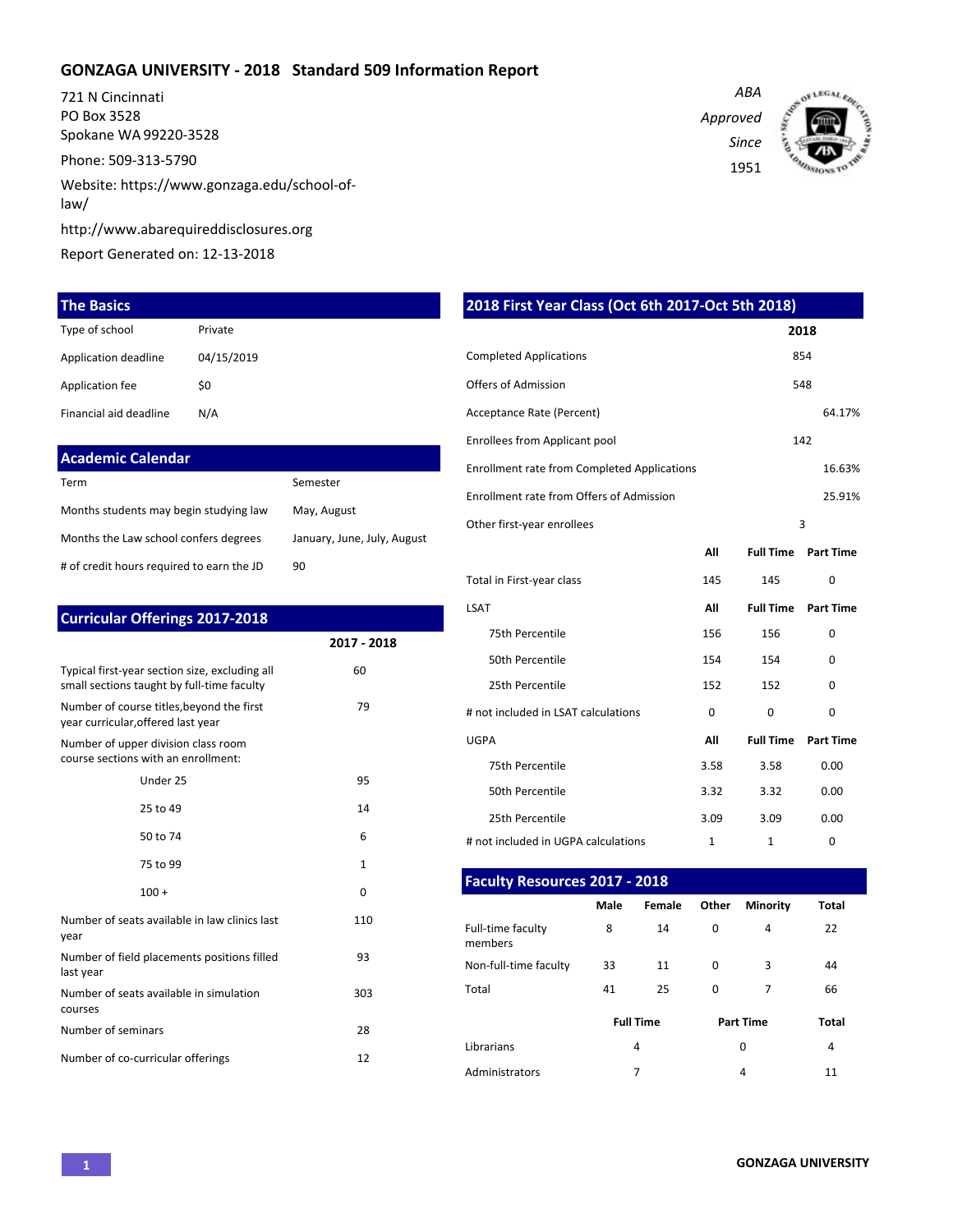# GONZAGA UNIVERSITY - 2018 Standard 509 Information Report

721 N Cincinnati
PO Box 3528
Spokane WA 99220-3528

Phone: 509-313-5790

Website: https://www.gonzaga.edu/school-of-law/

http://www.abarequireddisclosures.org

Report Generated on: 12-13-2018

*ABA Approved Since 1951*

## The Basics

| | |
|---|---|
| Type of school | Private |
| Application deadline | 04/15/2019 |
| Application fee | $0 |
| Financial aid deadline | N/A |

## Academic Calendar

| | |
|---|---|
| Term | Semester |
| Months students may begin studying law | May, August |
| Months the Law school confers degrees | January, June, July, August |
| # of credit hours required to earn the JD | 90 |

## Curricular Offerings 2017-2018

| | 2017 - 2018 |
|---|---|
| Typical first-year section size, excluding all small sections taught by full-time faculty | 60 |
| Number of course titles,beyond the first year curricular,offered last year | 79 |
| Number of upper division class room course sections with an enrollment: | |
| Under 25 | 95 |
| 25 to 49 | 14 |
| 50 to 74 | 6 |
| 75 to 99 | 1 |
| 100 + | 0 |
| Number of seats available in law clinics last year | 110 |
| Number of field placements positions filled last year | 93 |
| Number of seats available in simulation courses | 303 |
| Number of seminars | 28 |
| Number of co-curricular offerings | 12 |

## 2018 First Year Class (Oct 6th 2017-Oct 5th 2018)

| | 2018 |
|---|---|
| Completed Applications | 854 |
| Offers of Admission | 548 |
| Acceptance Rate (Percent) | 64.17% |
| Enrollees from Applicant pool | 142 |
| Enrollment rate from Completed Applications | 16.63% |
| Enrollment rate from Offers of Admission | 25.91% |
| Other first-year enrollees | 3 |

| | All | Full Time | Part Time |
|---|---|---|---|
| Total in First-year class | 145 | 145 | 0 |
| **LSAT** | **All** | **Full Time** | **Part Time** |
| 75th Percentile | 156 | 156 | 0 |
| 50th Percentile | 154 | 154 | 0 |
| 25th Percentile | 152 | 152 | 0 |
| # not included in LSAT calculations | 0 | 0 | 0 |
| **UGPA** | **All** | **Full Time** | **Part Time** |
| 75th Percentile | 3.58 | 3.58 | 0.00 |
| 50th Percentile | 3.32 | 3.32 | 0.00 |
| 25th Percentile | 3.09 | 3.09 | 0.00 |
| # not included in UGPA calculations | 1 | 1 | 0 |

## Faculty Resources 2017 - 2018

| | Male | Female | Other | Minority | Total |
|---|---|---|---|---|---|
| Full-time faculty members | 8 | 14 | 0 | 4 | 22 |
| Non-full-time faculty | 33 | 11 | 0 | 3 | 44 |
| Total | 41 | 25 | 0 | 7 | 66 |

| | Full Time | Part Time | Total |
|---|---|---|---|
| Librarians | 4 | 0 | 4 |
| Administrators | 7 | 4 | 11 |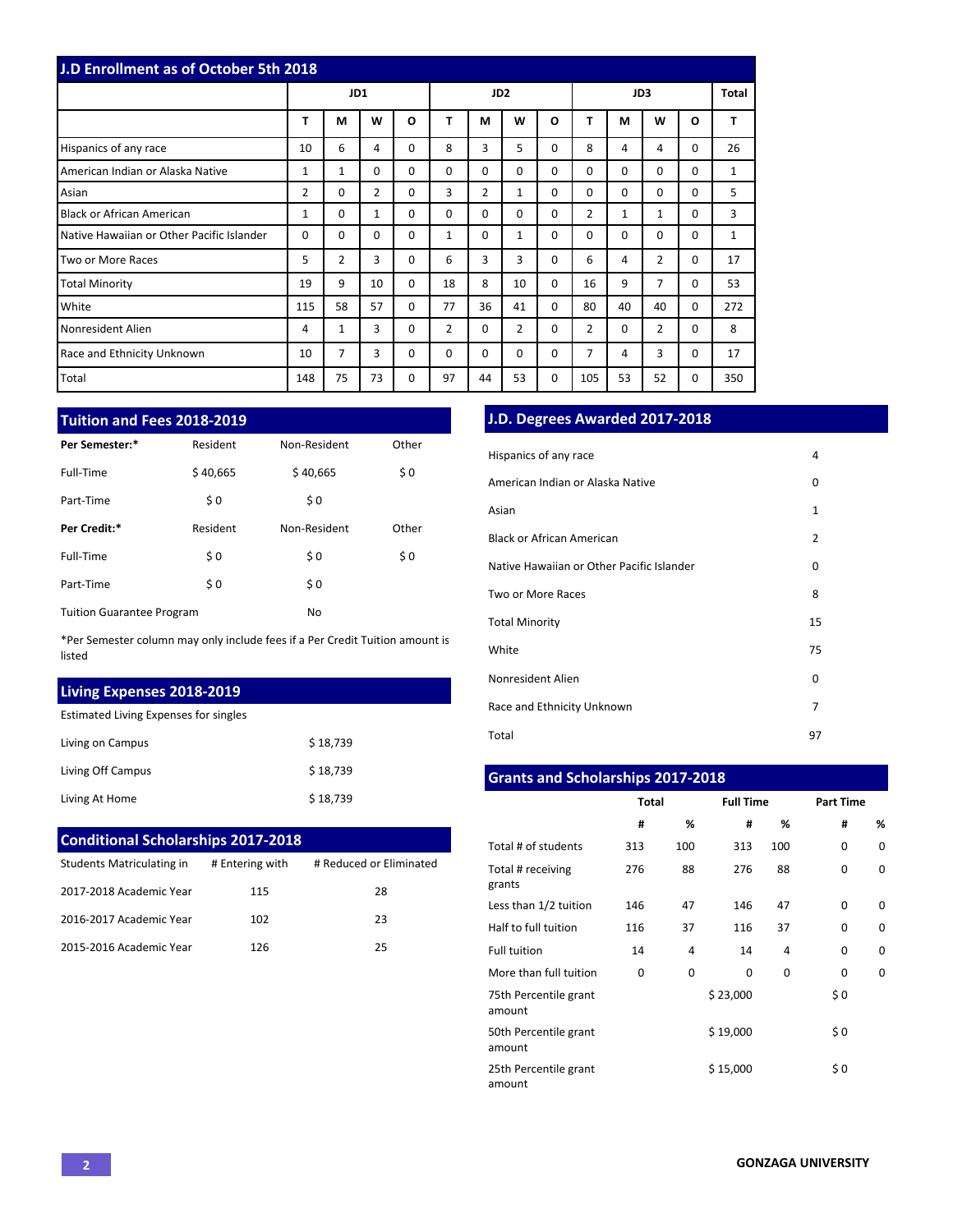## J.D Enrollment as of October 5th 2018

| | JD1 | | | | JD2 | | | | JD3 | | | | Total |
|---|---|---|---|---|---|---|---|---|---|---|---|---|---|
| | T | M | W | O | T | M | W | O | T | M | W | O | T |
| Hispanics of any race | 10 | 6 | 4 | 0 | 8 | 3 | 5 | 0 | 8 | 4 | 4 | 0 | 26 |
| American Indian or Alaska Native | 1 | 1 | 0 | 0 | 0 | 0 | 0 | 0 | 0 | 0 | 0 | 0 | 1 |
| Asian | 2 | 0 | 2 | 0 | 3 | 2 | 1 | 0 | 0 | 0 | 0 | 0 | 5 |
| Black or African American | 1 | 0 | 1 | 0 | 0 | 0 | 0 | 0 | 2 | 1 | 1 | 0 | 3 |
| Native Hawaiian or Other Pacific Islander | 0 | 0 | 0 | 0 | 1 | 0 | 1 | 0 | 0 | 0 | 0 | 0 | 1 |
| Two or More Races | 5 | 2 | 3 | 0 | 6 | 3 | 3 | 0 | 6 | 4 | 2 | 0 | 17 |
| Total Minority | 19 | 9 | 10 | 0 | 18 | 8 | 10 | 0 | 16 | 9 | 7 | 0 | 53 |
| White | 115 | 58 | 57 | 0 | 77 | 36 | 41 | 0 | 80 | 40 | 40 | 0 | 272 |
| Nonresident Alien | 4 | 1 | 3 | 0 | 2 | 0 | 2 | 0 | 2 | 0 | 2 | 0 | 8 |
| Race and Ethnicity Unknown | 10 | 7 | 3 | 0 | 0 | 0 | 0 | 0 | 7 | 4 | 3 | 0 | 17 |
| Total | 148 | 75 | 73 | 0 | 97 | 44 | 53 | 0 | 105 | 53 | 52 | 0 | 350 |

## Tuition and Fees 2018-2019

| **Per Semester:*** | Resident | Non-Resident | Other |
|---|---|---|---|
| Full-Time | $ 40,665 | $ 40,665 | $ 0 |
| Part-Time | $ 0 | $ 0 | |
| **Per Credit:*** | Resident | Non-Resident | Other |
| Full-Time | $ 0 | $ 0 | $ 0 |
| Part-Time | $ 0 | $ 0 | |
| Tuition Guarantee Program | | No | |

*Per Semester column may only include fees if a Per Credit Tuition amount is listed

## Living Expenses 2018-2019

Estimated Living Expenses for singles

| | |
|---|---|
| Living on Campus | $ 18,739 |
| Living Off Campus | $ 18,739 |
| Living At Home | $ 18,739 |

## Conditional Scholarships 2017-2018

| Students Matriculating in | # Entering with | # Reduced or Eliminated |
|---|---|---|
| 2017-2018 Academic Year | 115 | 28 |
| 2016-2017 Academic Year | 102 | 23 |
| 2015-2016 Academic Year | 126 | 25 |

## J.D. Degrees Awarded 2017-2018

| | |
|---|---|
| Hispanics of any race | 4 |
| American Indian or Alaska Native | 0 |
| Asian | 1 |
| Black or African American | 2 |
| Native Hawaiian or Other Pacific Islander | 0 |
| Two or More Races | 8 |
| Total Minority | 15 |
| White | 75 |
| Nonresident Alien | 0 |
| Race and Ethnicity Unknown | 7 |
| Total | 97 |

## Grants and Scholarships 2017-2018

| | Total | | Full Time | | Part Time | |
|---|---|---|---|---|---|---|
| | # | % | # | % | # | % |
| Total # of students | 313 | 100 | 313 | 100 | 0 | 0 |
| Total # receiving grants | 276 | 88 | 276 | 88 | 0 | 0 |
| Less than 1/2 tuition | 146 | 47 | 146 | 47 | 0 | 0 |
| Half to full tuition | 116 | 37 | 116 | 37 | 0 | 0 |
| Full tuition | 14 | 4 | 14 | 4 | 0 | 0 |
| More than full tuition | 0 | 0 | 0 | 0 | 0 | 0 |
| 75th Percentile grant amount | | | $ 23,000 | | $ 0 | |
| 50th Percentile grant amount | | | $ 19,000 | | $ 0 | |
| 25th Percentile grant amount | | | $ 15,000 | | $ 0 | |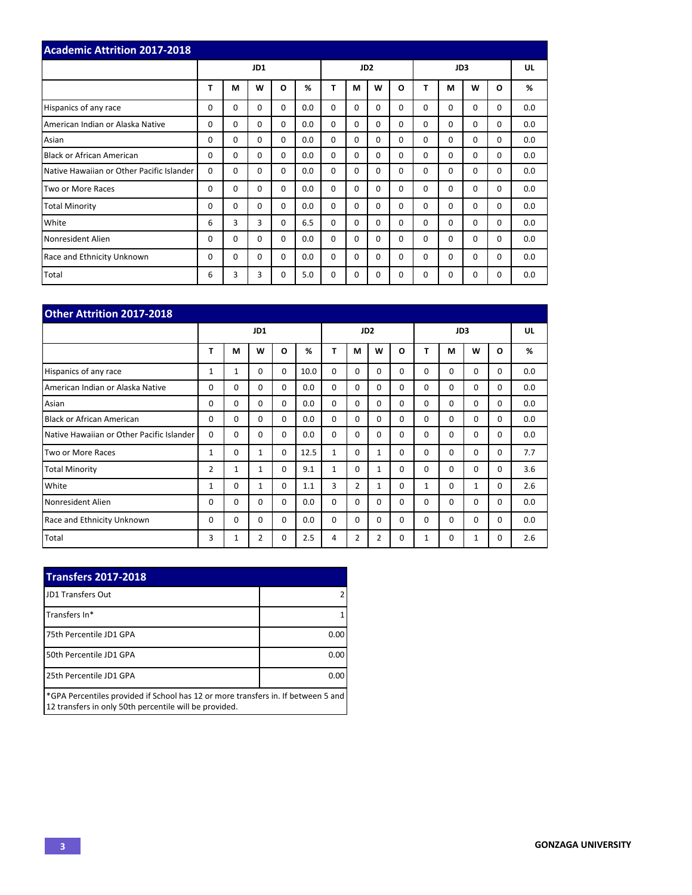## Academic Attrition 2017-2018

| | JD1 | | | | | JD2 | | | | JD3 | | | | UL |
|---|---|---|---|---|---|---|---|---|---|---|---|---|---|---|
| | T | M | W | O | % | T | M | W | O | T | M | W | O | % |
| Hispanics of any race | 0 | 0 | 0 | 0 | 0.0 | 0 | 0 | 0 | 0 | 0 | 0 | 0 | 0 | 0.0 |
| American Indian or Alaska Native | 0 | 0 | 0 | 0 | 0.0 | 0 | 0 | 0 | 0 | 0 | 0 | 0 | 0 | 0.0 |
| Asian | 0 | 0 | 0 | 0 | 0.0 | 0 | 0 | 0 | 0 | 0 | 0 | 0 | 0 | 0.0 |
| Black or African American | 0 | 0 | 0 | 0 | 0.0 | 0 | 0 | 0 | 0 | 0 | 0 | 0 | 0 | 0.0 |
| Native Hawaiian or Other Pacific Islander | 0 | 0 | 0 | 0 | 0.0 | 0 | 0 | 0 | 0 | 0 | 0 | 0 | 0 | 0.0 |
| Two or More Races | 0 | 0 | 0 | 0 | 0.0 | 0 | 0 | 0 | 0 | 0 | 0 | 0 | 0 | 0.0 |
| Total Minority | 0 | 0 | 0 | 0 | 0.0 | 0 | 0 | 0 | 0 | 0 | 0 | 0 | 0 | 0.0 |
| White | 6 | 3 | 3 | 0 | 6.5 | 0 | 0 | 0 | 0 | 0 | 0 | 0 | 0 | 0.0 |
| Nonresident Alien | 0 | 0 | 0 | 0 | 0.0 | 0 | 0 | 0 | 0 | 0 | 0 | 0 | 0 | 0.0 |
| Race and Ethnicity Unknown | 0 | 0 | 0 | 0 | 0.0 | 0 | 0 | 0 | 0 | 0 | 0 | 0 | 0 | 0.0 |
| Total | 6 | 3 | 3 | 0 | 5.0 | 0 | 0 | 0 | 0 | 0 | 0 | 0 | 0 | 0.0 |

## Other Attrition 2017-2018

| | JD1 | | | | | JD2 | | | | JD3 | | | | UL |
|---|---|---|---|---|---|---|---|---|---|---|---|---|---|---|
| | T | M | W | O | % | T | M | W | O | T | M | W | O | % |
| Hispanics of any race | 1 | 1 | 0 | 0 | 10.0 | 0 | 0 | 0 | 0 | 0 | 0 | 0 | 0 | 0.0 |
| American Indian or Alaska Native | 0 | 0 | 0 | 0 | 0.0 | 0 | 0 | 0 | 0 | 0 | 0 | 0 | 0 | 0.0 |
| Asian | 0 | 0 | 0 | 0 | 0.0 | 0 | 0 | 0 | 0 | 0 | 0 | 0 | 0 | 0.0 |
| Black or African American | 0 | 0 | 0 | 0 | 0.0 | 0 | 0 | 0 | 0 | 0 | 0 | 0 | 0 | 0.0 |
| Native Hawaiian or Other Pacific Islander | 0 | 0 | 0 | 0 | 0.0 | 0 | 0 | 0 | 0 | 0 | 0 | 0 | 0 | 0.0 |
| Two or More Races | 1 | 0 | 1 | 0 | 12.5 | 1 | 0 | 1 | 0 | 0 | 0 | 0 | 0 | 7.7 |
| Total Minority | 2 | 1 | 1 | 0 | 9.1 | 1 | 0 | 1 | 0 | 0 | 0 | 0 | 0 | 3.6 |
| White | 1 | 0 | 1 | 0 | 1.1 | 3 | 2 | 1 | 0 | 1 | 0 | 1 | 0 | 2.6 |
| Nonresident Alien | 0 | 0 | 0 | 0 | 0.0 | 0 | 0 | 0 | 0 | 0 | 0 | 0 | 0 | 0.0 |
| Race and Ethnicity Unknown | 0 | 0 | 0 | 0 | 0.0 | 0 | 0 | 0 | 0 | 0 | 0 | 0 | 0 | 0.0 |
| Total | 3 | 1 | 2 | 0 | 2.5 | 4 | 2 | 2 | 0 | 1 | 0 | 1 | 0 | 2.6 |

## Transfers 2017-2018

| | |
|---|---|
| JD1 Transfers Out | 2 |
| Transfers In* | 1 |
| 75th Percentile JD1 GPA | 0.00 |
| 50th Percentile JD1 GPA | 0.00 |
| 25th Percentile JD1 GPA | 0.00 |

*GPA Percentiles provided if School has 12 or more transfers in. If between 5 and 12 transfers in only 50th percentile will be provided.